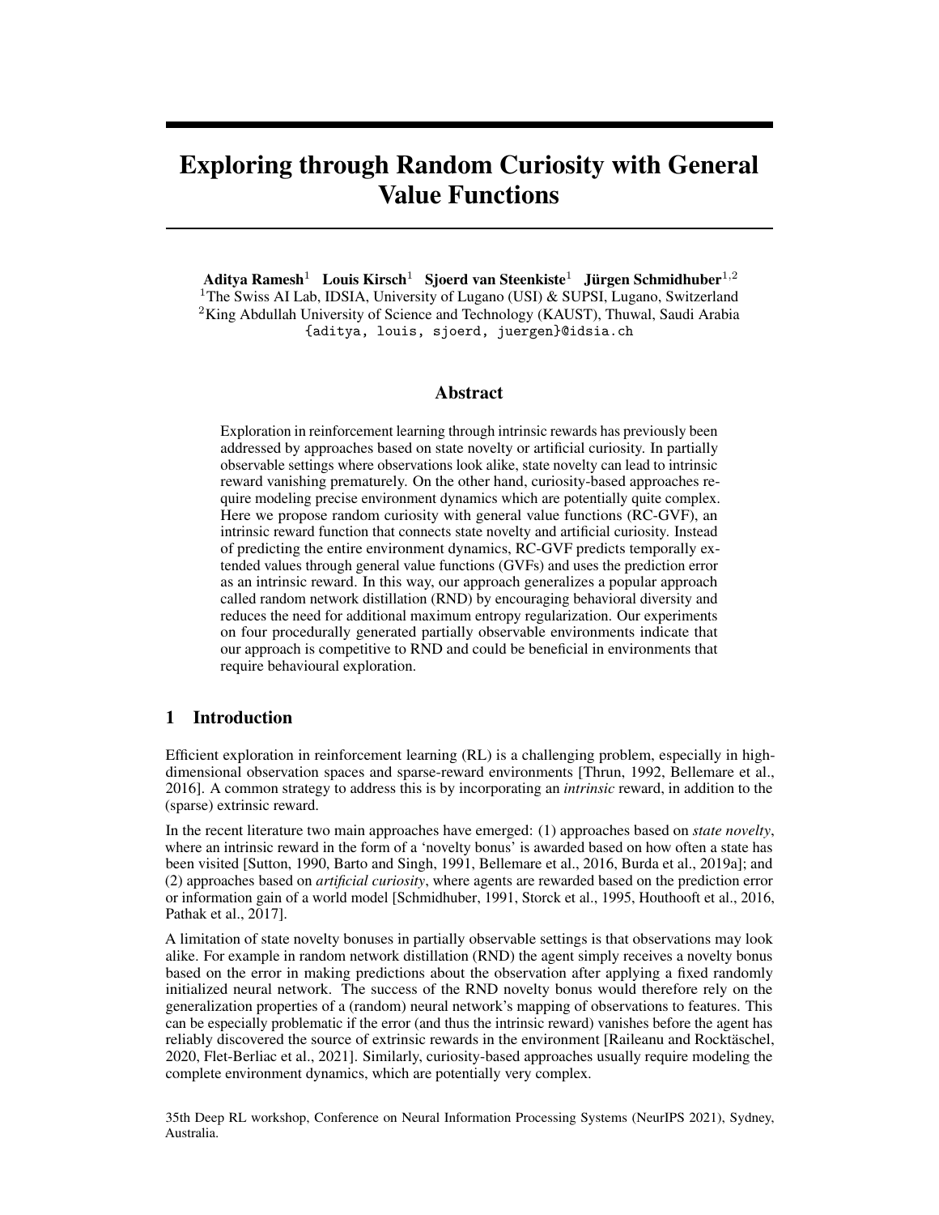# Exploring through Random Curiosity with General Value Functions

**Aditya Ramesh**[1] **Louis Kirsch**[1] **Sjoerd van Steenkiste**[1] **Jürgen Schmidhuber**[1,2]

[1]The Swiss AI Lab, IDSIA, University of Lugano (USI) & SUPSI, Lugano, Switzerland
[2]King Abdullah University of Science and Technology (KAUST), Thuwal, Saudi Arabia
{aditya, louis, sjoerd, juergen}@idsia.ch

## Abstract

Exploration in reinforcement learning through intrinsic rewards has previously been addressed by approaches based on state novelty or artificial curiosity. In partially observable settings where observations look alike, state novelty can lead to intrinsic reward vanishing prematurely. On the other hand, curiosity-based approaches require modeling precise environment dynamics which are potentially quite complex. Here we propose random curiosity with general value functions (RC-GVF), an intrinsic reward function that connects state novelty and artificial curiosity. Instead of predicting the entire environment dynamics, RC-GVF predicts temporally extended values through general value functions (GVFs) and uses the prediction error as an intrinsic reward. In this way, our approach generalizes a popular approach called random network distillation (RND) by encouraging behavioral diversity and reduces the need for additional maximum entropy regularization. Our experiments on four procedurally generated partially observable environments indicate that our approach is competitive to RND and could be beneficial in environments that require behavioural exploration.

## 1 Introduction

Efficient exploration in reinforcement learning (RL) is a challenging problem, especially in high-dimensional observation spaces and sparse-reward environments [Thrun, 1992, Bellemare et al., 2016]. A common strategy to address this is by incorporating an *intrinsic* reward, in addition to the (sparse) extrinsic reward.

In the recent literature two main approaches have emerged: (1) approaches based on *state novelty*, where an intrinsic reward in the form of a 'novelty bonus' is awarded based on how often a state has been visited [Sutton, 1990, Barto and Singh, 1991, Bellemare et al., 2016, Burda et al., 2019a]; and (2) approaches based on *artificial curiosity*, where agents are rewarded based on the prediction error or information gain of a world model [Schmidhuber, 1991, Storck et al., 1995, Houthooft et al., 2016, Pathak et al., 2017].

A limitation of state novelty bonuses in partially observable settings is that observations may look alike. For example in random network distillation (RND) the agent simply receives a novelty bonus based on the error in making predictions about the observation after applying a fixed randomly initialized neural network. The success of the RND novelty bonus would therefore rely on the generalization properties of a (random) neural network's mapping of observations to features. This can be especially problematic if the error (and thus the intrinsic reward) vanishes before the agent has reliably discovered the source of extrinsic rewards in the environment [Raileanu and Rocktäschel, 2020, Flet-Berliac et al., 2021]. Similarly, curiosity-based approaches usually require modeling the complete environment dynamics, which are potentially very complex.

35th Deep RL workshop, Conference on Neural Information Processing Systems (NeurIPS 2021), Sydney, Australia.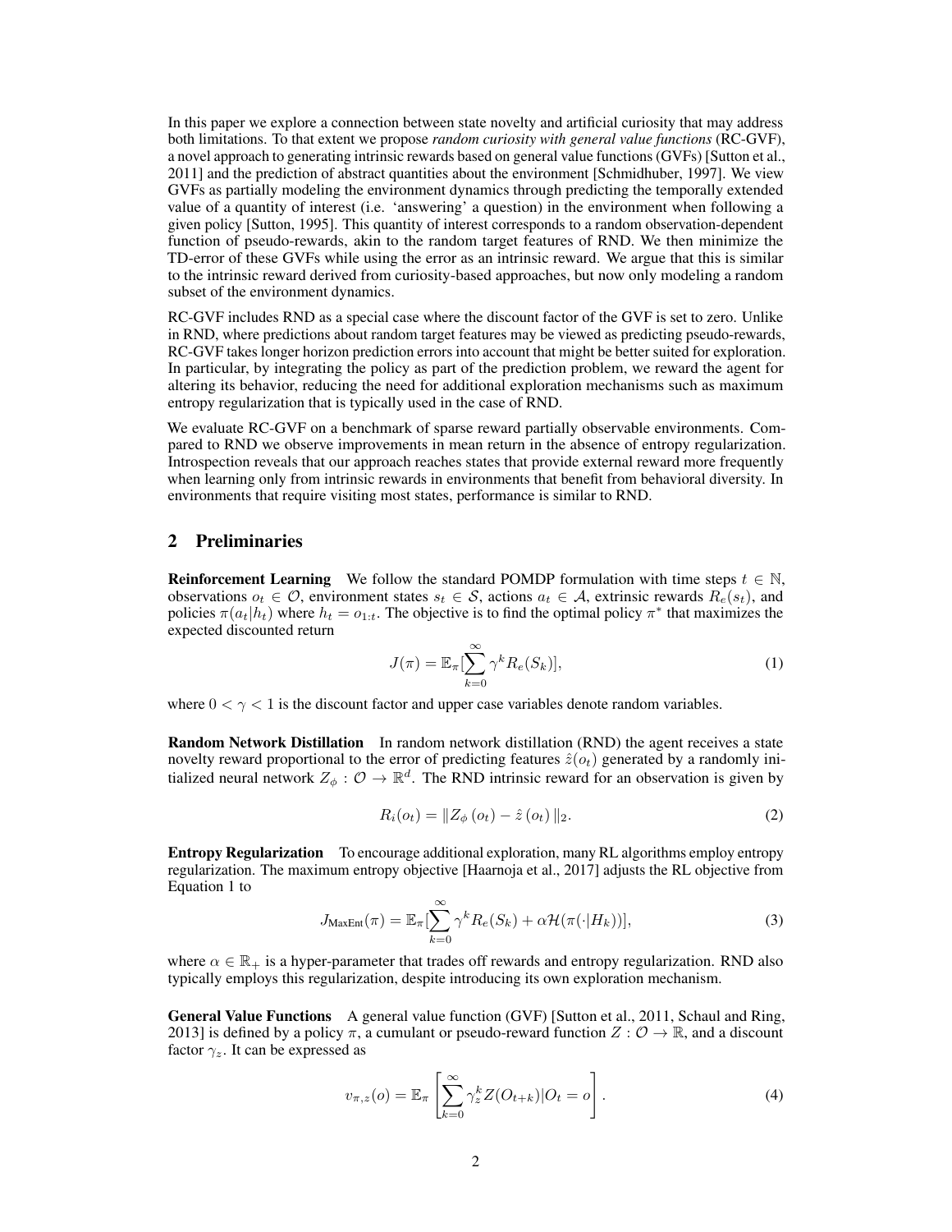In this paper we explore a connection between state novelty and artificial curiosity that may address both limitations. To that extent we propose *random curiosity with general value functions* (RC-GVF), a novel approach to generating intrinsic rewards based on general value functions (GVFs) [Sutton et al., 2011] and the prediction of abstract quantities about the environment [Schmidhuber, 1997]. We view GVFs as partially modeling the environment dynamics through predicting the temporally extended value of a quantity of interest (i.e. 'answering' a question) in the environment when following a given policy [Sutton, 1995]. This quantity of interest corresponds to a random observation-dependent function of pseudo-rewards, akin to the random target features of RND. We then minimize the TD-error of these GVFs while using the error as an intrinsic reward. We argue that this is similar to the intrinsic reward derived from curiosity-based approaches, but now only modeling a random subset of the environment dynamics.

RC-GVF includes RND as a special case where the discount factor of the GVF is set to zero. Unlike in RND, where predictions about random target features may be viewed as predicting pseudo-rewards, RC-GVF takes longer horizon prediction errors into account that might be better suited for exploration. In particular, by integrating the policy as part of the prediction problem, we reward the agent for altering its behavior, reducing the need for additional exploration mechanisms such as maximum entropy regularization that is typically used in the case of RND.

We evaluate RC-GVF on a benchmark of sparse reward partially observable environments. Compared to RND we observe improvements in mean return in the absence of entropy regularization. Introspection reveals that our approach reaches states that provide external reward more frequently when learning only from intrinsic rewards in environments that benefit from behavioral diversity. In environments that require visiting most states, performance is similar to RND.

## 2 Preliminaries

**Reinforcement Learning** We follow the standard POMDP formulation with time steps $t \in \mathbb{N}$, observations $o_t \in \mathcal{O}$, environment states $s_t \in \mathcal{S}$, actions $a_t \in \mathcal{A}$, extrinsic rewards $R_e(s_t)$, and policies $\pi(a_t|h_t)$ where $h_t = o_{1:t}$. The objective is to find the optimal policy $\pi^*$ that maximizes the expected discounted return

$$J(\pi) = \mathbb{E}_\pi[\sum_{k=0}^{\infty} \gamma^k R_e(S_k)], \tag{1}$$

where $0 < \gamma < 1$ is the discount factor and upper case variables denote random variables.

**Random Network Distillation** In random network distillation (RND) the agent receives a state novelty reward proportional to the error of predicting features $\hat{z}(o_t)$ generated by a randomly initialized neural network $Z_\phi : \mathcal{O} \rightarrow \mathbb{R}^d$. The RND intrinsic reward for an observation is given by

$$R_i(o_t) = \|Z_\phi\left(o_t\right) - \hat{z}\left(o_t\right)\|_2. \tag{2}$$

**Entropy Regularization** To encourage additional exploration, many RL algorithms employ entropy regularization. The maximum entropy objective [Haarnoja et al., 2017] adjusts the RL objective from Equation 1 to

$$J_{\text{MaxEnt}}(\pi) = \mathbb{E}_\pi[\sum_{k=0}^{\infty} \gamma^k R_e(S_k) + \alpha \mathcal{H}(\pi(\cdot|H_k))], \tag{3}$$

where $\alpha \in \mathbb{R}_+$ is a hyper-parameter that trades off rewards and entropy regularization. RND also typically employs this regularization, despite introducing its own exploration mechanism.

**General Value Functions** A general value function (GVF) [Sutton et al., 2011, Schaul and Ring, 2013] is defined by a policy $\pi$, a cumulant or pseudo-reward function $Z : \mathcal{O} \rightarrow \mathbb{R}$, and a discount factor $\gamma_z$. It can be expressed as

$$v_{\pi,z}(o) = \mathbb{E}_\pi\left[\sum_{k=0}^{\infty} \gamma_z^k Z(O_{t+k}) | O_t = o\right]. \tag{4}$$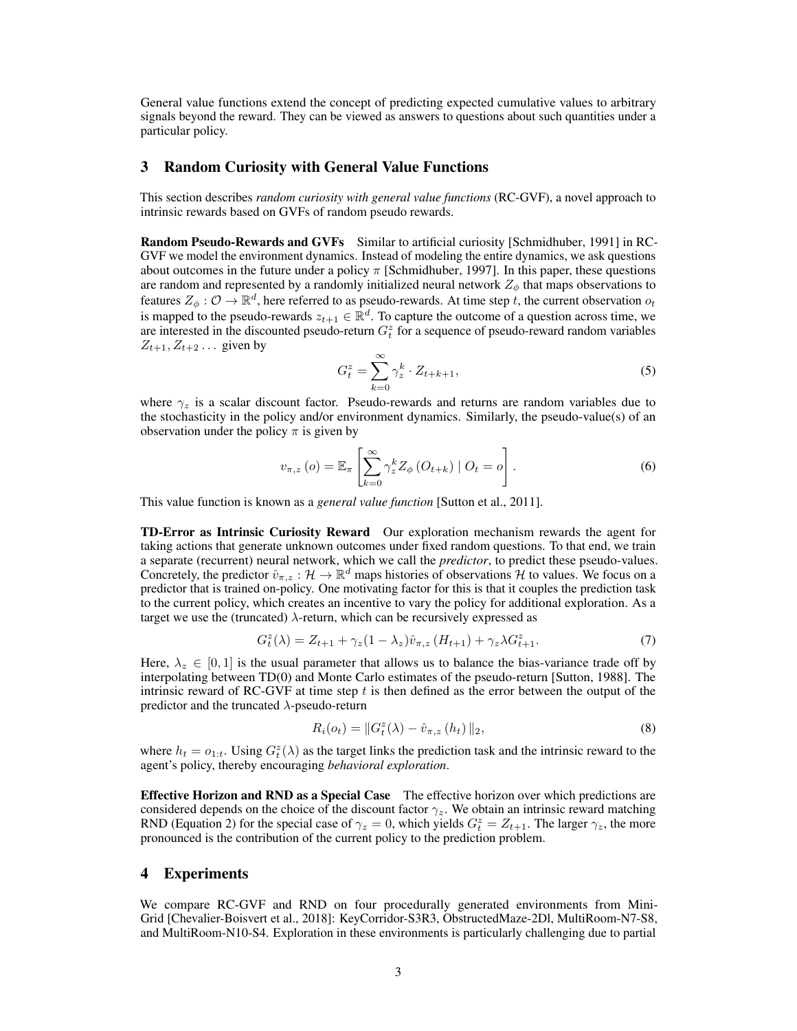General value functions extend the concept of predicting expected cumulative values to arbitrary signals beyond the reward. They can be viewed as answers to questions about such quantities under a particular policy.

## 3 Random Curiosity with General Value Functions

This section describes *random curiosity with general value functions* (RC-GVF), a novel approach to intrinsic rewards based on GVFs of random pseudo rewards.

**Random Pseudo-Rewards and GVFs** Similar to artificial curiosity [Schmidhuber, 1991] in RC-GVF we model the environment dynamics. Instead of modeling the entire dynamics, we ask questions about outcomes in the future under a policy $\pi$ [Schmidhuber, 1997]. In this paper, these questions are random and represented by a randomly initialized neural network $Z_\phi$ that maps observations to features $Z_\phi : \mathcal{O} \to \mathbb{R}^d$, here referred to as pseudo-rewards. At time step $t$, the current observation $o_t$ is mapped to the pseudo-rewards $z_{t+1} \in \mathbb{R}^d$. To capture the outcome of a question across time, we are interested in the discounted pseudo-return $G_t^z$ for a sequence of pseudo-reward random variables $Z_{t+1}, Z_{t+2} \dots$ given by

$$G_t^z = \sum_{k=0}^{\infty} \gamma_z^k \cdot Z_{t+k+1}, \tag{5}$$

where $\gamma_z$ is a scalar discount factor. Pseudo-rewards and returns are random variables due to the stochasticity in the policy and/or environment dynamics. Similarly, the pseudo-value(s) of an observation under the policy $\pi$ is given by

$$v_{\pi,z}(o) = \mathbb{E}_\pi \left[ \sum_{k=0}^{\infty} \gamma_z^k Z_\phi (O_{t+k}) \mid O_t = o \right]. \tag{6}$$

This value function is known as a *general value function* [Sutton et al., 2011].

**TD-Error as Intrinsic Curiosity Reward** Our exploration mechanism rewards the agent for taking actions that generate unknown outcomes under fixed random questions. To that end, we train a separate (recurrent) neural network, which we call the *predictor*, to predict these pseudo-values. Concretely, the predictor $\hat{v}_{\pi,z} : \mathcal{H} \to \mathbb{R}^d$ maps histories of observations $\mathcal{H}$ to values. We focus on a predictor that is trained on-policy. One motivating factor for this is that it couples the prediction task to the current policy, which creates an incentive to vary the policy for additional exploration. As a target we use the (truncated) $\lambda$-return, which can be recursively expressed as

$$G_t^z(\lambda) = Z_{t+1} + \gamma_z(1 - \lambda_z)\hat{v}_{\pi,z}(H_{t+1}) + \gamma_z \lambda G_{t+1}^z. \tag{7}$$

Here, $\lambda_z \in [0, 1]$ is the usual parameter that allows us to balance the bias-variance trade off by interpolating between TD(0) and Monte Carlo estimates of the pseudo-return [Sutton, 1988]. The intrinsic reward of RC-GVF at time step $t$ is then defined as the error between the output of the predictor and the truncated $\lambda$-pseudo-return

$$R_i(o_t) = \| G_t^z(\lambda) - \hat{v}_{\pi,z}(h_t) \|_2, \tag{8}$$

where $h_t = o_{1:t}$. Using $G_t^z(\lambda)$ as the target links the prediction task and the intrinsic reward to the agent's policy, thereby encouraging *behavioral exploration*.

**Effective Horizon and RND as a Special Case** The effective horizon over which predictions are considered depends on the choice of the discount factor $\gamma_z$. We obtain an intrinsic reward matching RND (Equation 2) for the special case of $\gamma_z = 0$, which yields $G_t^z = Z_{t+1}$. The larger $\gamma_z$, the more pronounced is the contribution of the current policy to the prediction problem.

## 4 Experiments

We compare RC-GVF and RND on four procedurally generated environments from Mini-Grid [Chevalier-Boisvert et al., 2018]: KeyCorridor-S3R3, ObstructedMaze-2Dl, MultiRoom-N7-S8, and MultiRoom-N10-S4. Exploration in these environments is particularly challenging due to partial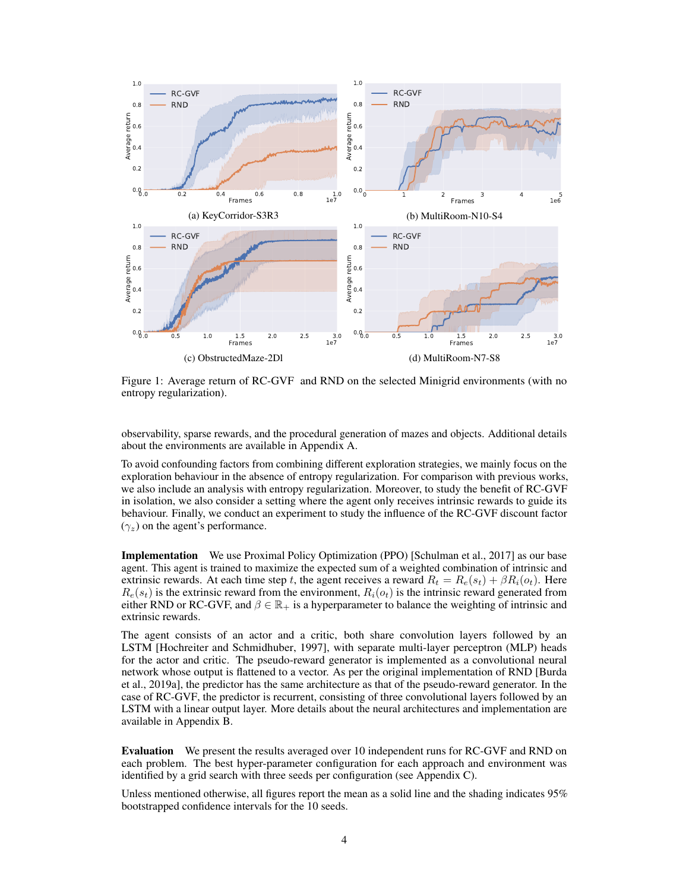(a) KeyCorridor-S3R3

(b) MultiRoom-N10-S4

(c) ObstructedMaze-2Dl

(d) MultiRoom-N7-S8

Figure 1: Average return of RC-GVF and RND on the selected Minigrid environments (with no entropy regularization).

observability, sparse rewards, and the procedural generation of mazes and objects. Additional details about the environments are available in Appendix A.

To avoid confounding factors from combining different exploration strategies, we mainly focus on the exploration behaviour in the absence of entropy regularization. For comparison with previous works, we also include an analysis with entropy regularization. Moreover, to study the benefit of RC-GVF in isolation, we also consider a setting where the agent only receives intrinsic rewards to guide its behaviour. Finally, we conduct an experiment to study the influence of the RC-GVF discount factor ($\gamma_z$) on the agent's performance.

**Implementation** We use Proximal Policy Optimization (PPO) [Schulman et al., 2017] as our base agent. This agent is trained to maximize the expected sum of a weighted combination of intrinsic and extrinsic rewards. At each time step $t$, the agent receives a reward $R_t = R_e(s_t) + \beta R_i(o_t)$. Here $R_e(s_t)$ is the extrinsic reward from the environment, $R_i(o_t)$ is the intrinsic reward generated from either RND or RC-GVF, and $\beta \in \mathbb{R}_+$ is a hyperparameter to balance the weighting of intrinsic and extrinsic rewards.

The agent consists of an actor and a critic, both share convolution layers followed by an LSTM [Hochreiter and Schmidhuber, 1997], with separate multi-layer perceptron (MLP) heads for the actor and critic. The pseudo-reward generator is implemented as a convolutional neural network whose output is flattened to a vector. As per the original implementation of RND [Burda et al., 2019a], the predictor has the same architecture as that of the pseudo-reward generator. In the case of RC-GVF, the predictor is recurrent, consisting of three convolutional layers followed by an LSTM with a linear output layer. More details about the neural architectures and implementation are available in Appendix B.

**Evaluation** We present the results averaged over 10 independent runs for RC-GVF and RND on each problem. The best hyper-parameter configuration for each approach and environment was identified by a grid search with three seeds per configuration (see Appendix C).

Unless mentioned otherwise, all figures report the mean as a solid line and the shading indicates 95% bootstrapped confidence intervals for the 10 seeds.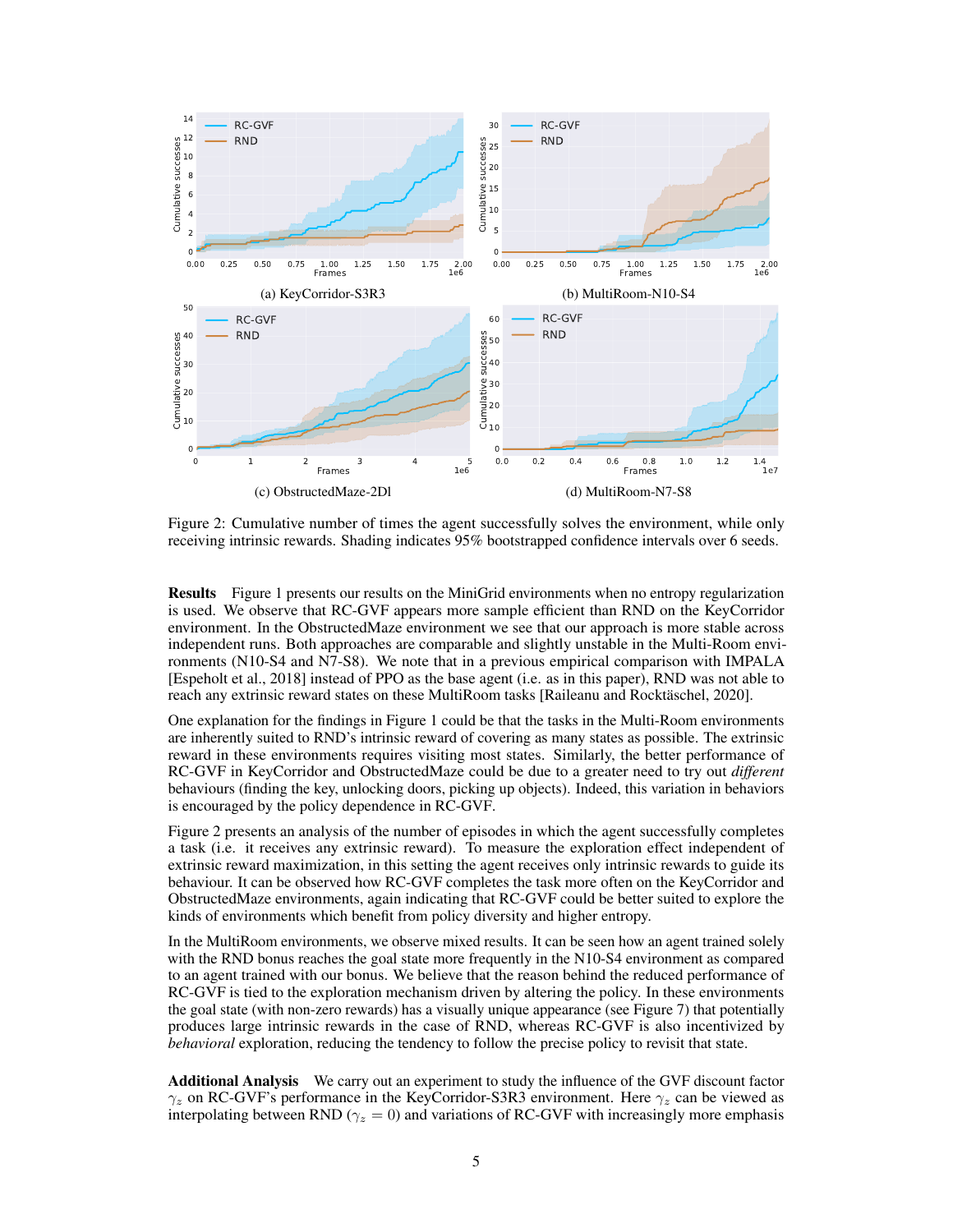(a) KeyCorridor-S3R3

(b) MultiRoom-N10-S4

(c) ObstructedMaze-2Dl

(d) MultiRoom-N7-S8

Figure 2: Cumulative number of times the agent successfully solves the environment, while only receiving intrinsic rewards. Shading indicates 95% bootstrapped confidence intervals over 6 seeds.

**Results** Figure 1 presents our results on the MiniGrid environments when no entropy regularization is used. We observe that RC-GVF appears more sample efficient than RND on the KeyCorridor environment. In the ObstructedMaze environment we see that our approach is more stable across independent runs. Both approaches are comparable and slightly unstable in the Multi-Room environments (N10-S4 and N7-S8). We note that in a previous empirical comparison with IMPALA [Espeholt et al., 2018] instead of PPO as the base agent (i.e. as in this paper), RND was not able to reach any extrinsic reward states on these MultiRoom tasks [Raileanu and Rocktäschel, 2020].

One explanation for the findings in Figure 1 could be that the tasks in the Multi-Room environments are inherently suited to RND's intrinsic reward of covering as many states as possible. The extrinsic reward in these environments requires visiting most states. Similarly, the better performance of RC-GVF in KeyCorridor and ObstructedMaze could be due to a greater need to try out *different* behaviours (finding the key, unlocking doors, picking up objects). Indeed, this variation in behaviors is encouraged by the policy dependence in RC-GVF.

Figure 2 presents an analysis of the number of episodes in which the agent successfully completes a task (i.e. it receives any extrinsic reward). To measure the exploration effect independent of extrinsic reward maximization, in this setting the agent receives only intrinsic rewards to guide its behaviour. It can be observed how RC-GVF completes the task more often on the KeyCorridor and ObstructedMaze environments, again indicating that RC-GVF could be better suited to explore the kinds of environments which benefit from policy diversity and higher entropy.

In the MultiRoom environments, we observe mixed results. It can be seen how an agent trained solely with the RND bonus reaches the goal state more frequently in the N10-S4 environment as compared to an agent trained with our bonus. We believe that the reason behind the reduced performance of RC-GVF is tied to the exploration mechanism driven by altering the policy. In these environments the goal state (with non-zero rewards) has a visually unique appearance (see Figure 7) that potentially produces large intrinsic rewards in the case of RND, whereas RC-GVF is also incentivized by *behavioral* exploration, reducing the tendency to follow the precise policy to revisit that state.

**Additional Analysis** We carry out an experiment to study the influence of the GVF discount factor $\gamma_z$ on RC-GVF's performance in the KeyCorridor-S3R3 environment. Here $\gamma_z$ can be viewed as interpolating between RND ($\gamma_z = 0$) and variations of RC-GVF with increasingly more emphasis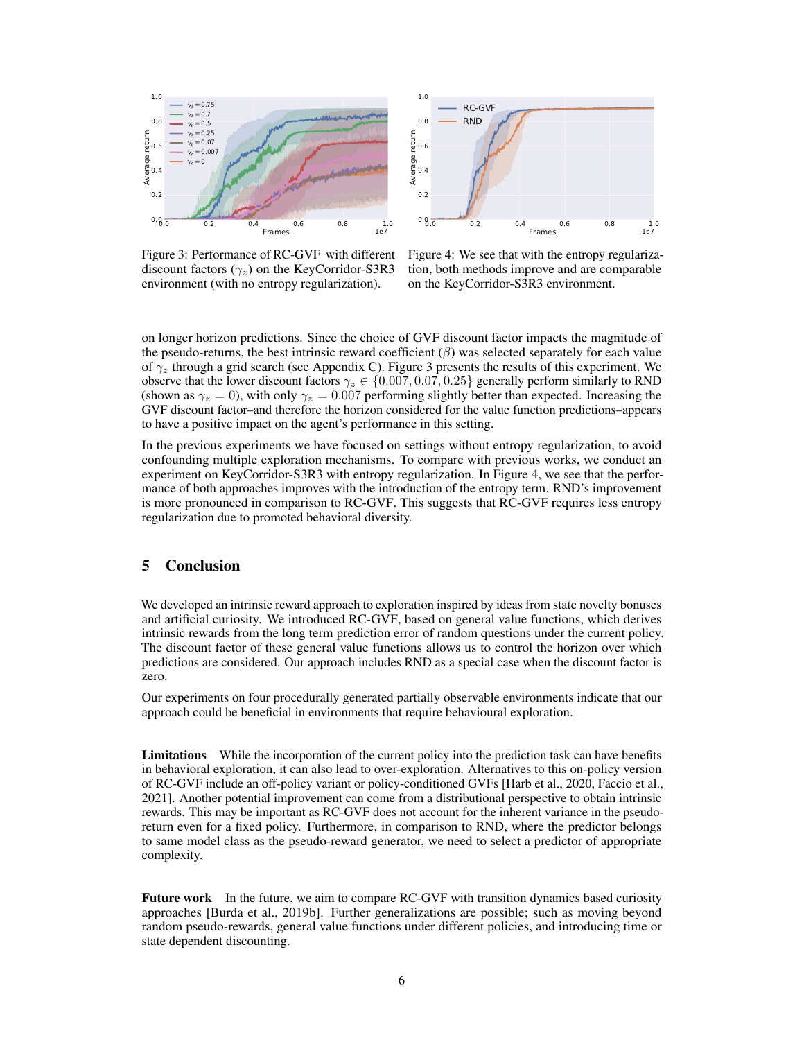Figure 3: Performance of RC-GVF with different discount factors ($\gamma_z$) on the KeyCorridor-S3R3 environment (with no entropy regularization).

Figure 4: We see that with the entropy regularization, both methods improve and are comparable on the KeyCorridor-S3R3 environment.

on longer horizon predictions. Since the choice of GVF discount factor impacts the magnitude of the pseudo-returns, the best intrinsic reward coefficient ($\beta$) was selected separately for each value of $\gamma_z$ through a grid search (see Appendix C). Figure 3 presents the results of this experiment. We observe that the lower discount factors $\gamma_z \in \{0.007, 0.07, 0.25\}$ generally perform similarly to RND (shown as $\gamma_z = 0$), with only $\gamma_z = 0.007$ performing slightly better than expected. Increasing the GVF discount factor–and therefore the horizon considered for the value function predictions–appears to have a positive impact on the agent's performance in this setting.

In the previous experiments we have focused on settings without entropy regularization, to avoid confounding multiple exploration mechanisms. To compare with previous works, we conduct an experiment on KeyCorridor-S3R3 with entropy regularization. In Figure 4, we see that the performance of both approaches improves with the introduction of the entropy term. RND's improvement is more pronounced in comparison to RC-GVF. This suggests that RC-GVF requires less entropy regularization due to promoted behavioral diversity.

## 5 Conclusion

We developed an intrinsic reward approach to exploration inspired by ideas from state novelty bonuses and artificial curiosity. We introduced RC-GVF, based on general value functions, which derives intrinsic rewards from the long term prediction error of random questions under the current policy. The discount factor of these general value functions allows us to control the horizon over which predictions are considered. Our approach includes RND as a special case when the discount factor is zero.

Our experiments on four procedurally generated partially observable environments indicate that our approach could be beneficial in environments that require behavioural exploration.

**Limitations** While the incorporation of the current policy into the prediction task can have benefits in behavioral exploration, it can also lead to over-exploration. Alternatives to this on-policy version of RC-GVF include an off-policy variant or policy-conditioned GVFs [Harb et al., 2020, Faccio et al., 2021]. Another potential improvement can come from a distributional perspective to obtain intrinsic rewards. This may be important as RC-GVF does not account for the inherent variance in the pseudo-return even for a fixed policy. Furthermore, in comparison to RND, where the predictor belongs to same model class as the pseudo-reward generator, we need to select a predictor of appropriate complexity.

**Future work** In the future, we aim to compare RC-GVF with transition dynamics based curiosity approaches [Burda et al., 2019b]. Further generalizations are possible; such as moving beyond random pseudo-rewards, general value functions under different policies, and introducing time or state dependent discounting.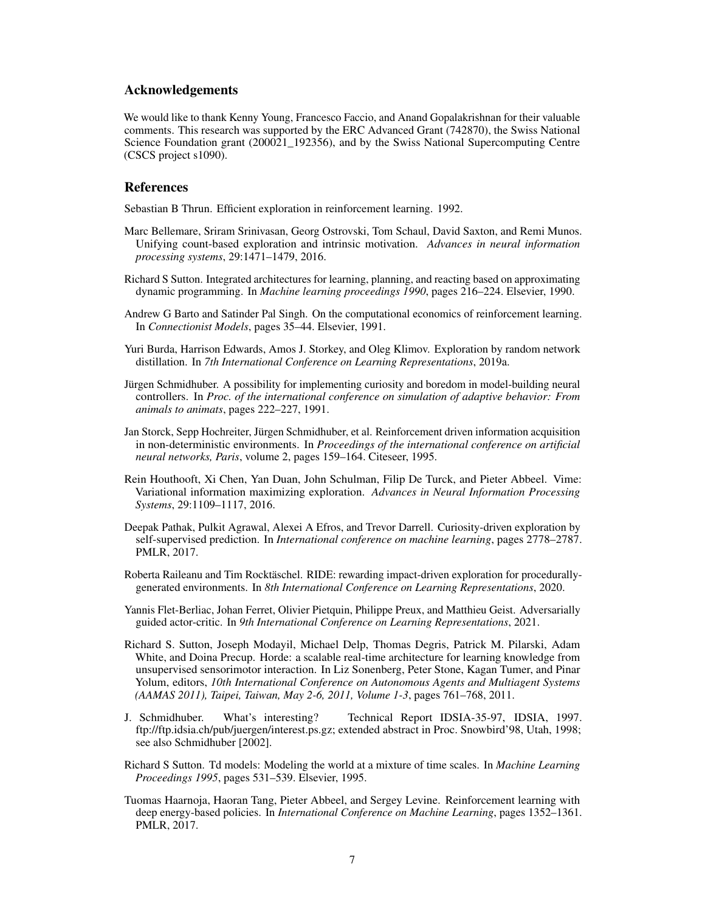## Acknowledgements

We would like to thank Kenny Young, Francesco Faccio, and Anand Gopalakrishnan for their valuable comments. This research was supported by the ERC Advanced Grant (742870), the Swiss National Science Foundation grant (200021_192356), and by the Swiss National Supercomputing Centre (CSCS project s1090).

## References

Sebastian B Thrun. Efficient exploration in reinforcement learning. 1992.

Marc Bellemare, Sriram Srinivasan, Georg Ostrovski, Tom Schaul, David Saxton, and Remi Munos. Unifying count-based exploration and intrinsic motivation. *Advances in neural information processing systems*, 29:1471–1479, 2016.

Richard S Sutton. Integrated architectures for learning, planning, and reacting based on approximating dynamic programming. In *Machine learning proceedings 1990*, pages 216–224. Elsevier, 1990.

Andrew G Barto and Satinder Pal Singh. On the computational economics of reinforcement learning. In *Connectionist Models*, pages 35–44. Elsevier, 1991.

Yuri Burda, Harrison Edwards, Amos J. Storkey, and Oleg Klimov. Exploration by random network distillation. In *7th International Conference on Learning Representations*, 2019a.

Jürgen Schmidhuber. A possibility for implementing curiosity and boredom in model-building neural controllers. In *Proc. of the international conference on simulation of adaptive behavior: From animals to animats*, pages 222–227, 1991.

Jan Storck, Sepp Hochreiter, Jürgen Schmidhuber, et al. Reinforcement driven information acquisition in non-deterministic environments. In *Proceedings of the international conference on artificial neural networks, Paris*, volume 2, pages 159–164. Citeseer, 1995.

Rein Houthooft, Xi Chen, Yan Duan, John Schulman, Filip De Turck, and Pieter Abbeel. Vime: Variational information maximizing exploration. *Advances in Neural Information Processing Systems*, 29:1109–1117, 2016.

Deepak Pathak, Pulkit Agrawal, Alexei A Efros, and Trevor Darrell. Curiosity-driven exploration by self-supervised prediction. In *International conference on machine learning*, pages 2778–2787. PMLR, 2017.

Roberta Raileanu and Tim Rocktäschel. RIDE: rewarding impact-driven exploration for procedurally-generated environments. In *8th International Conference on Learning Representations*, 2020.

Yannis Flet-Berliac, Johan Ferret, Olivier Pietquin, Philippe Preux, and Matthieu Geist. Adversarially guided actor-critic. In *9th International Conference on Learning Representations*, 2021.

Richard S. Sutton, Joseph Modayil, Michael Delp, Thomas Degris, Patrick M. Pilarski, Adam White, and Doina Precup. Horde: a scalable real-time architecture for learning knowledge from unsupervised sensorimotor interaction. In Liz Sonenberg, Peter Stone, Kagan Tumer, and Pinar Yolum, editors, *10th International Conference on Autonomous Agents and Multiagent Systems (AAMAS 2011), Taipei, Taiwan, May 2-6, 2011, Volume 1-3*, pages 761–768, 2011.

J. Schmidhuber. What's interesting? Technical Report IDSIA-35-97, IDSIA, 1997. ftp://ftp.idsia.ch/pub/juergen/interest.ps.gz; extended abstract in Proc. Snowbird'98, Utah, 1998; see also Schmidhuber [2002].

Richard S Sutton. Td models: Modeling the world at a mixture of time scales. In *Machine Learning Proceedings 1995*, pages 531–539. Elsevier, 1995.

Tuomas Haarnoja, Haoran Tang, Pieter Abbeel, and Sergey Levine. Reinforcement learning with deep energy-based policies. In *International Conference on Machine Learning*, pages 1352–1361. PMLR, 2017.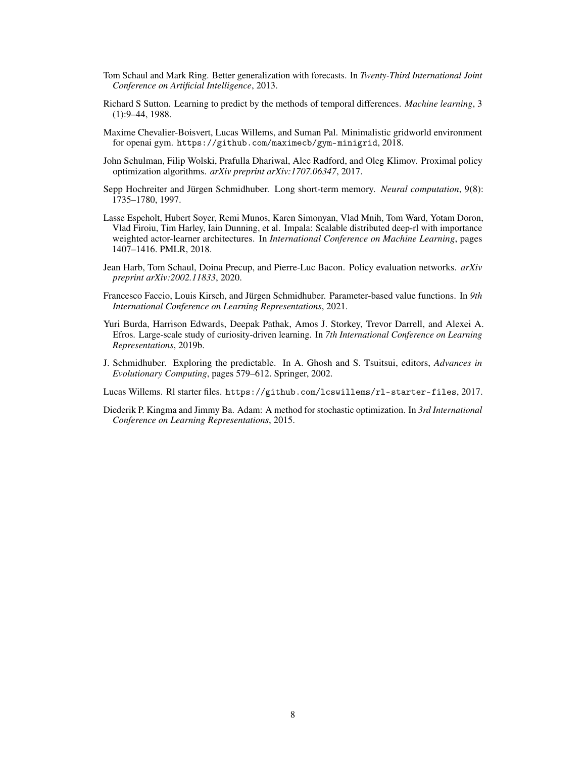Tom Schaul and Mark Ring. Better generalization with forecasts. In *Twenty-Third International Joint Conference on Artificial Intelligence*, 2013.

Richard S Sutton. Learning to predict by the methods of temporal differences. *Machine learning*, 3 (1):9–44, 1988.

Maxime Chevalier-Boisvert, Lucas Willems, and Suman Pal. Minimalistic gridworld environment for openai gym. `https://github.com/maximecb/gym-minigrid`, 2018.

John Schulman, Filip Wolski, Prafulla Dhariwal, Alec Radford, and Oleg Klimov. Proximal policy optimization algorithms. *arXiv preprint arXiv:1707.06347*, 2017.

Sepp Hochreiter and Jürgen Schmidhuber. Long short-term memory. *Neural computation*, 9(8): 1735–1780, 1997.

Lasse Espeholt, Hubert Soyer, Remi Munos, Karen Simonyan, Vlad Mnih, Tom Ward, Yotam Doron, Vlad Firoiu, Tim Harley, Iain Dunning, et al. Impala: Scalable distributed deep-rl with importance weighted actor-learner architectures. In *International Conference on Machine Learning*, pages 1407–1416. PMLR, 2018.

Jean Harb, Tom Schaul, Doina Precup, and Pierre-Luc Bacon. Policy evaluation networks. *arXiv preprint arXiv:2002.11833*, 2020.

Francesco Faccio, Louis Kirsch, and Jürgen Schmidhuber. Parameter-based value functions. In *9th International Conference on Learning Representations*, 2021.

Yuri Burda, Harrison Edwards, Deepak Pathak, Amos J. Storkey, Trevor Darrell, and Alexei A. Efros. Large-scale study of curiosity-driven learning. In *7th International Conference on Learning Representations*, 2019b.

J. Schmidhuber. Exploring the predictable. In A. Ghosh and S. Tsuitsui, editors, *Advances in Evolutionary Computing*, pages 579–612. Springer, 2002.

Lucas Willems. Rl starter files. `https://github.com/lcswillems/rl-starter-files`, 2017.

Diederik P. Kingma and Jimmy Ba. Adam: A method for stochastic optimization. In *3rd International Conference on Learning Representations*, 2015.